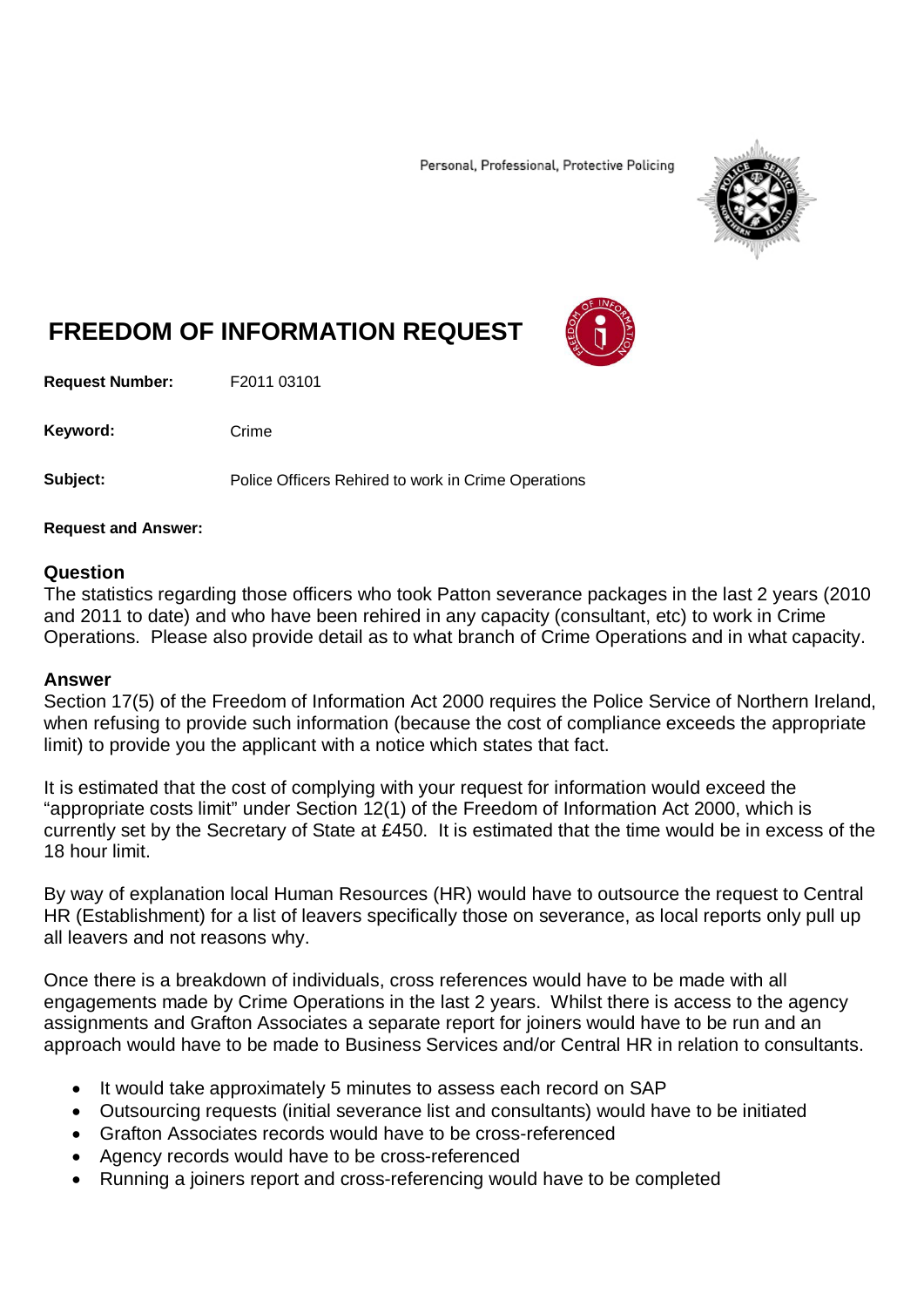Personal, Professional, Protective Policing

# FREEDOM OF INFORMATION REQUEST

**Request Number:** F2011 03101

**Keyword:** Crime

**Subject:** Police Officers Rehired to work in Crime Operations

**Request and Answer:**

## Question

The statistics regarding those officers who took Patton severance packages in the last 2 years (2010 and 2011 to date) and who have been rehired in any capacity (consultant, etc) to work in Crime Operations. Please also provide detail as to what branch of Crime Operations and in what capacity.

## Answer

Section 17(5) of the Freedom of Information Act 2000 requires the Police Service of Northern Ireland, when refusing to provide such information (because the cost of compliance exceeds the appropriate limit) to provide you the applicant with a notice which states that fact.

It is estimated that the cost of complying with your request for information would exceed the "appropriate costs limit" under Section 12(1) of the Freedom of Information Act 2000, which is currently set by the Secretary of State at £450. It is estimated that the time would be in excess of the 18 hour limit.

By way of explanation local Human Resources (HR) would have to outsource the request to Central HR (Establishment) for a list of leavers specifically those on severance, as local reports only pull up all leavers and not reasons why.

Once there is a breakdown of individuals, cross references would have to be made with all engagements made by Crime Operations in the last 2 years. Whilst there is access to the agency assignments and Grafton Associates a separate report for joiners would have to be run and an approach would have to be made to Business Services and/or Central HR in relation to consultants.

- It would take approximately 5 minutes to assess each record on SAP
- Outsourcing requests (initial severance list and consultants) would have to be initiated
- Grafton Associates records would have to be cross-referenced
- Agency records would have to be cross-referenced
- Running a joiners report and cross-referencing would have to be completed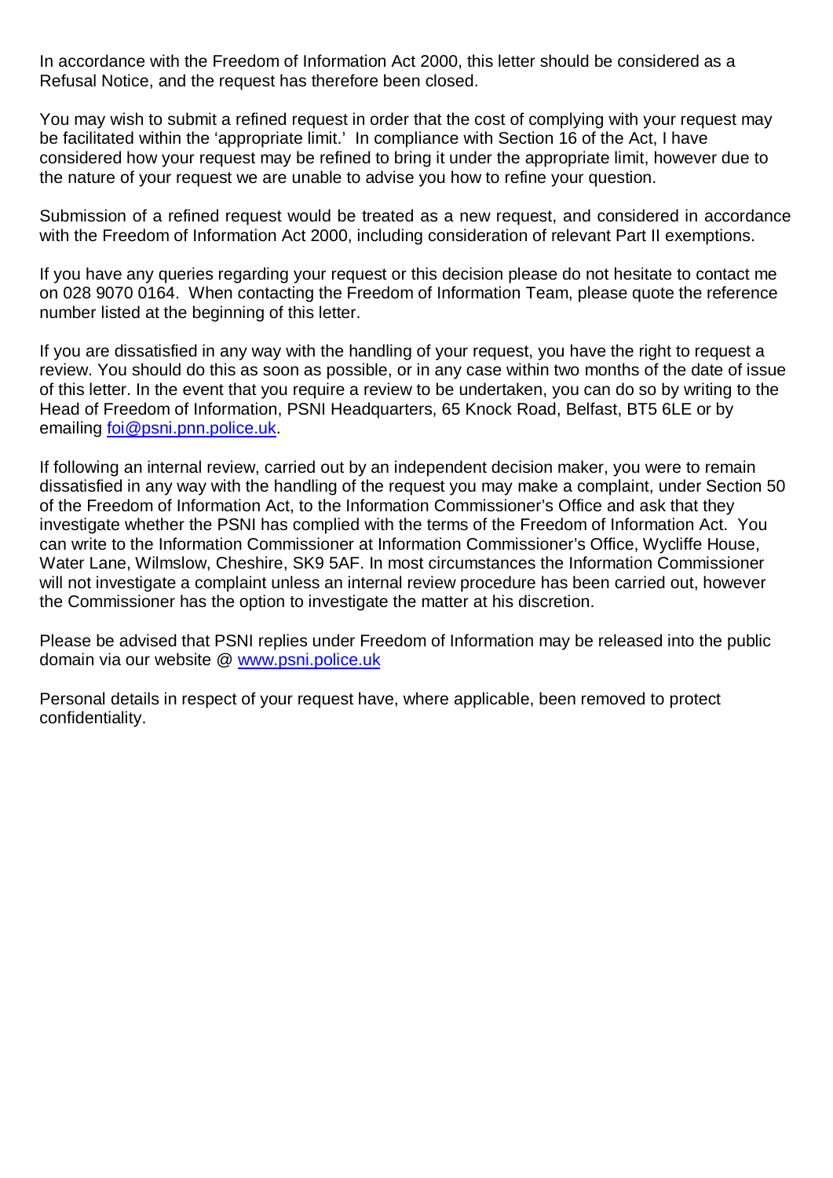In accordance with the Freedom of Information Act 2000, this letter should be considered as a Refusal Notice, and the request has therefore been closed.

You may wish to submit a refined request in order that the cost of complying with your request may be facilitated within the 'appropriate limit.' In compliance with Section 16 of the Act, I have considered how your request may be refined to bring it under the appropriate limit, however due to the nature of your request we are unable to advise you how to refine your question.

Submission of a refined request would be treated as a new request, and considered in accordance with the Freedom of Information Act 2000, including consideration of relevant Part II exemptions.

If you have any queries regarding your request or this decision please do not hesitate to contact me on 028 9070 0164. When contacting the Freedom of Information Team, please quote the reference number listed at the beginning of this letter.

If you are dissatisfied in any way with the handling of your request, you have the right to request a review. You should do this as soon as possible, or in any case within two months of the date of issue of this letter. In the event that you require a review to be undertaken, you can do so by writing to the Head of Freedom of Information, PSNI Headquarters, 65 Knock Road, Belfast, BT5 6LE or by emailing foi@psni.pnn.police.uk.

If following an internal review, carried out by an independent decision maker, you were to remain dissatisfied in any way with the handling of the request you may make a complaint, under Section 50 of the Freedom of Information Act, to the Information Commissioner's Office and ask that they investigate whether the PSNI has complied with the terms of the Freedom of Information Act. You can write to the Information Commissioner at Information Commissioner's Office, Wycliffe House, Water Lane, Wilmslow, Cheshire, SK9 5AF. In most circumstances the Information Commissioner will not investigate a complaint unless an internal review procedure has been carried out, however the Commissioner has the option to investigate the matter at his discretion.

Please be advised that PSNI replies under Freedom of Information may be released into the public domain via our website @ www.psni.police.uk

Personal details in respect of your request have, where applicable, been removed to protect confidentiality.